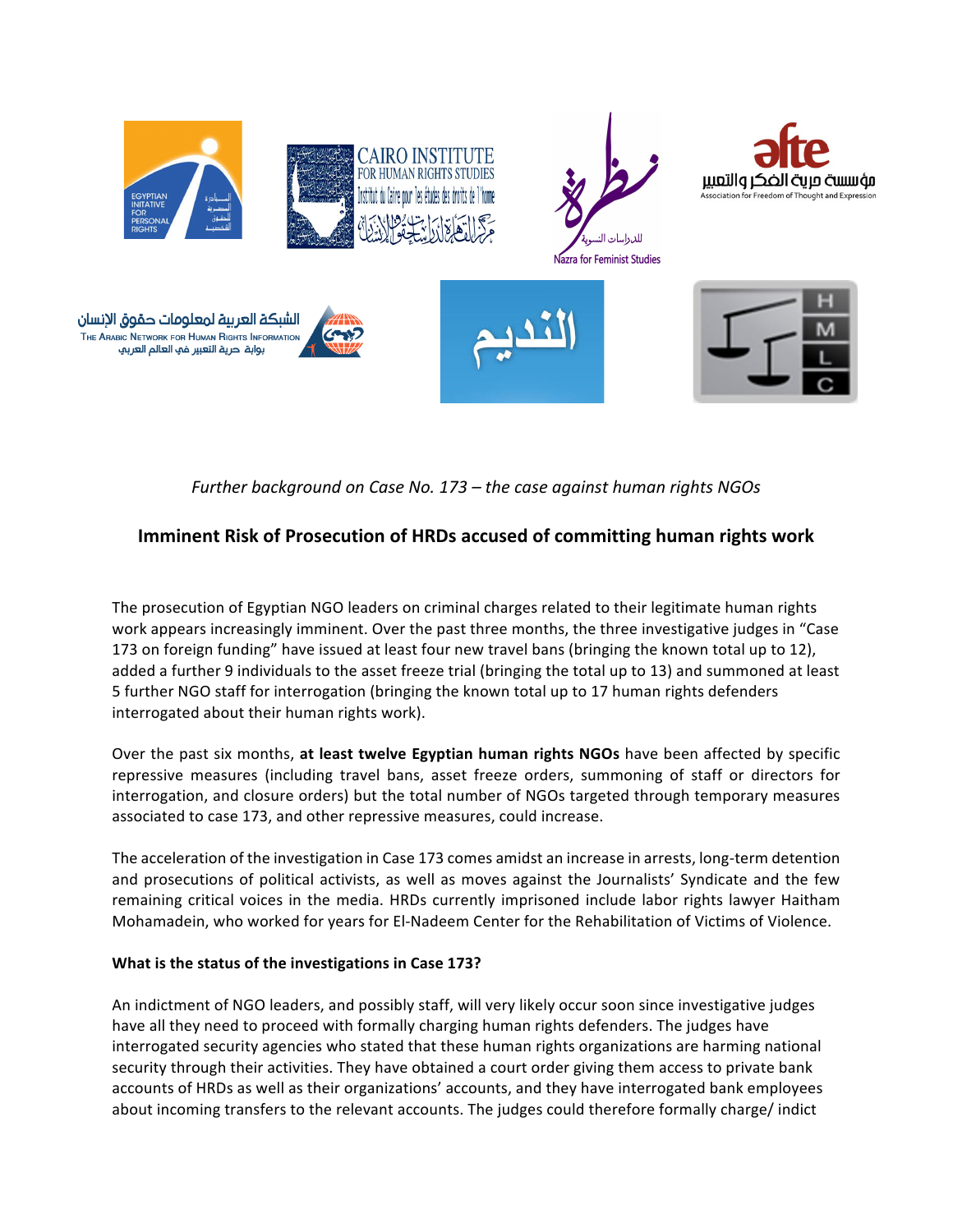*Further background on Case No. 173 – the case against human rights NGOs*

## Imminent Risk of Prosecution of HRDs accused of committing human rights work

The prosecution of Egyptian NGO leaders on criminal charges related to their legitimate human rights work appears increasingly imminent. Over the past three months, the three investigative judges in "Case 173 on foreign funding" have issued at least four new travel bans (bringing the known total up to 12), added a further 9 individuals to the asset freeze trial (bringing the total up to 13) and summoned at least 5 further NGO staff for interrogation (bringing the known total up to 17 human rights defenders interrogated about their human rights work).

Over the past six months, **at least twelve Egyptian human rights NGOs** have been affected by specific repressive measures (including travel bans, asset freeze orders, summoning of staff or directors for interrogation, and closure orders) but the total number of NGOs targeted through temporary measures associated to case 173, and other repressive measures, could increase.

The acceleration of the investigation in Case 173 comes amidst an increase in arrests, long-term detention and prosecutions of political activists, as well as moves against the Journalists' Syndicate and the few remaining critical voices in the media. HRDs currently imprisoned include labor rights lawyer Haitham Mohamadein, who worked for years for El-Nadeem Center for the Rehabilitation of Victims of Violence.

**What is the status of the investigations in Case 173?**

An indictment of NGO leaders, and possibly staff, will very likely occur soon since investigative judges have all they need to proceed with formally charging human rights defenders. The judges have interrogated security agencies who stated that these human rights organizations are harming national security through their activities. They have obtained a court order giving them access to private bank accounts of HRDs as well as their organizations' accounts, and they have interrogated bank employees about incoming transfers to the relevant accounts. The judges could therefore formally charge/ indict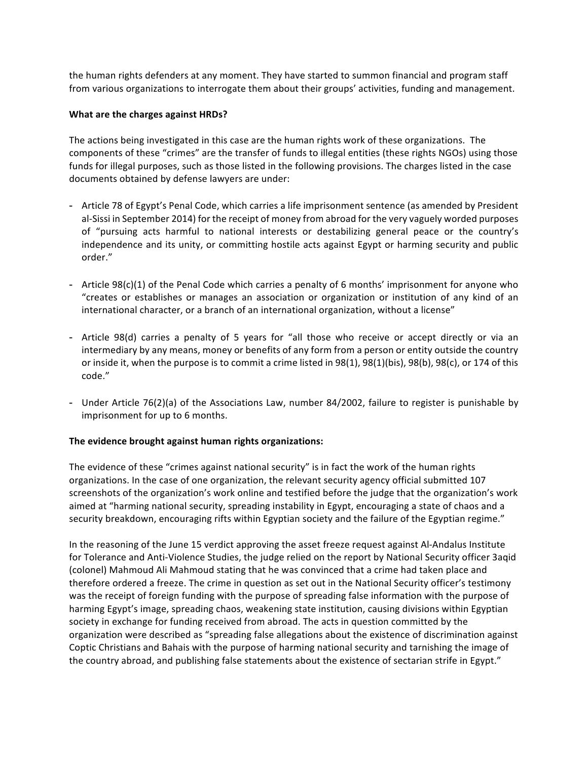the human rights defenders at any moment. They have started to summon financial and program staff from various organizations to interrogate them about their groups' activities, funding and management.

**What are the charges against HRDs?**

The actions being investigated in this case are the human rights work of these organizations. The components of these "crimes" are the transfer of funds to illegal entities (these rights NGOs) using those funds for illegal purposes, such as those listed in the following provisions. The charges listed in the case documents obtained by defense lawyers are under:

- Article 78 of Egypt's Penal Code, which carries a life imprisonment sentence (as amended by President al-Sissi in September 2014) for the receipt of money from abroad for the very vaguely worded purposes of "pursuing acts harmful to national interests or destabilizing general peace or the country's independence and its unity, or committing hostile acts against Egypt or harming security and public order."

- Article 98(c)(1) of the Penal Code which carries a penalty of 6 months' imprisonment for anyone who "creates or establishes or manages an association or organization or institution of any kind of an international character, or a branch of an international organization, without a license"

- Article 98(d) carries a penalty of 5 years for "all those who receive or accept directly or via an intermediary by any means, money or benefits of any form from a person or entity outside the country or inside it, when the purpose is to commit a crime listed in 98(1), 98(1)(bis), 98(b), 98(c), or 174 of this code."

- Under Article 76(2)(a) of the Associations Law, number 84/2002, failure to register is punishable by imprisonment for up to 6 months.

**The evidence brought against human rights organizations:**

The evidence of these "crimes against national security" is in fact the work of the human rights organizations. In the case of one organization, the relevant security agency official submitted 107 screenshots of the organization's work online and testified before the judge that the organization's work aimed at "harming national security, spreading instability in Egypt, encouraging a state of chaos and a security breakdown, encouraging rifts within Egyptian society and the failure of the Egyptian regime."

In the reasoning of the June 15 verdict approving the asset freeze request against Al-Andalus Institute for Tolerance and Anti-Violence Studies, the judge relied on the report by National Security officer 3aqid (colonel) Mahmoud Ali Mahmoud stating that he was convinced that a crime had taken place and therefore ordered a freeze. The crime in question as set out in the National Security officer's testimony was the receipt of foreign funding with the purpose of spreading false information with the purpose of harming Egypt's image, spreading chaos, weakening state institution, causing divisions within Egyptian society in exchange for funding received from abroad. The acts in question committed by the organization were described as "spreading false allegations about the existence of discrimination against Coptic Christians and Bahais with the purpose of harming national security and tarnishing the image of the country abroad, and publishing false statements about the existence of sectarian strife in Egypt."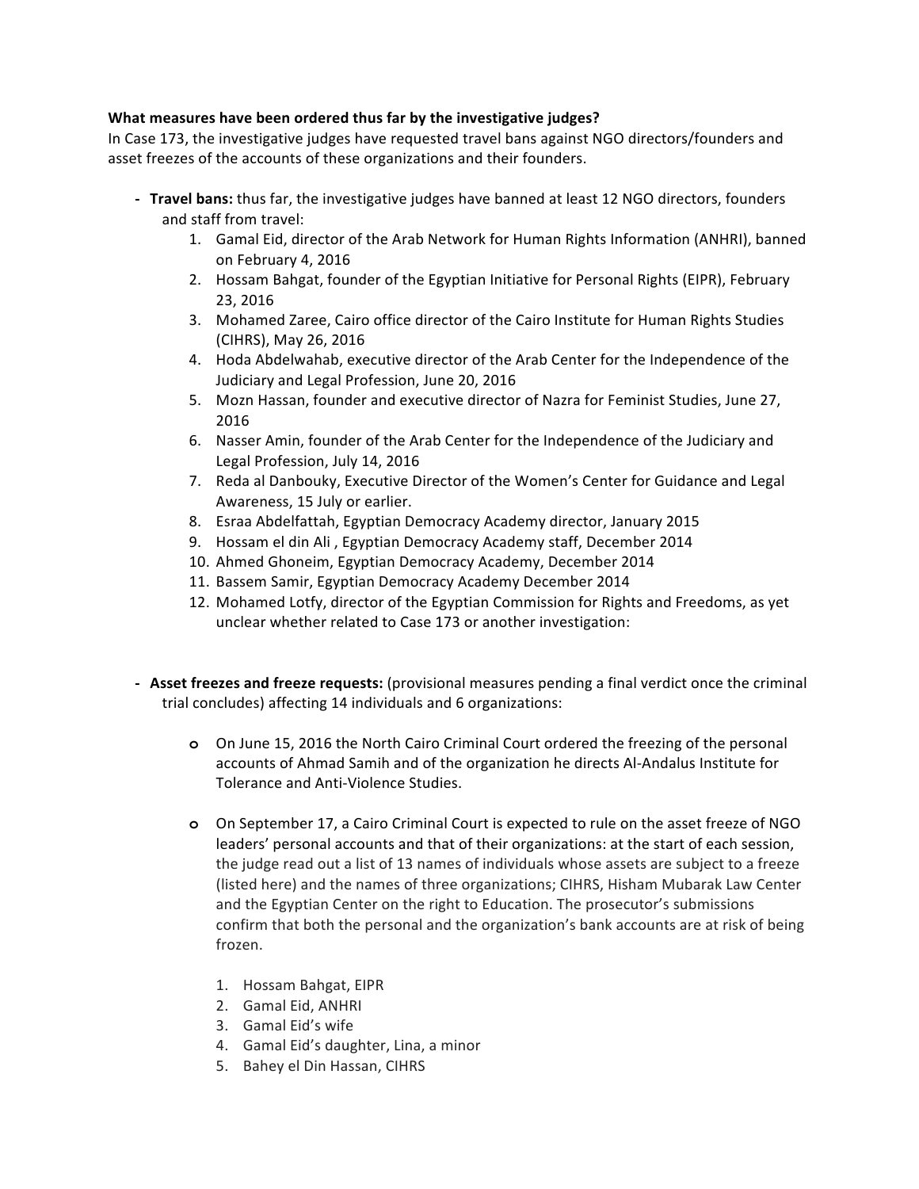**What measures have been ordered thus far by the investigative judges?**

In Case 173, the investigative judges have requested travel bans against NGO directors/founders and asset freezes of the accounts of these organizations and their founders.

- **Travel bans:** thus far, the investigative judges have banned at least 12 NGO directors, founders and staff from travel:
    1. Gamal Eid, director of the Arab Network for Human Rights Information (ANHRI), banned on February 4, 2016
    2. Hossam Bahgat, founder of the Egyptian Initiative for Personal Rights (EIPR), February 23, 2016
    3. Mohamed Zaree, Cairo office director of the Cairo Institute for Human Rights Studies (CIHRS), May 26, 2016
    4. Hoda Abdelwahab, executive director of the Arab Center for the Independence of the Judiciary and Legal Profession, June 20, 2016
    5. Mozn Hassan, founder and executive director of Nazra for Feminist Studies, June 27, 2016
    6. Nasser Amin, founder of the Arab Center for the Independence of the Judiciary and Legal Profession, July 14, 2016
    7. Reda al Danbouky, Executive Director of the Women's Center for Guidance and Legal Awareness, 15 July or earlier.
    8. Esraa Abdelfattah, Egyptian Democracy Academy director, January 2015
    9. Hossam el din Ali , Egyptian Democracy Academy staff, December 2014
    10. Ahmed Ghoneim, Egyptian Democracy Academy, December 2014
    11. Bassem Samir, Egyptian Democracy Academy December 2014
    12. Mohamed Lotfy, director of the Egyptian Commission for Rights and Freedoms, as yet unclear whether related to Case 173 or another investigation:

- **Asset freezes and freeze requests:** (provisional measures pending a final verdict once the criminal trial concludes) affecting 14 individuals and 6 organizations:

    - On June 15, 2016 the North Cairo Criminal Court ordered the freezing of the personal accounts of Ahmad Samih and of the organization he directs Al-Andalus Institute for Tolerance and Anti-Violence Studies.

    - On September 17, a Cairo Criminal Court is expected to rule on the asset freeze of NGO leaders' personal accounts and that of their organizations: at the start of each session, the judge read out a list of 13 names of individuals whose assets are subject to a freeze (listed here) and the names of three organizations; CIHRS, Hisham Mubarak Law Center and the Egyptian Center on the right to Education. The prosecutor's submissions confirm that both the personal and the organization's bank accounts are at risk of being frozen.

        1. Hossam Bahgat, EIPR
        2. Gamal Eid, ANHRI
        3. Gamal Eid's wife
        4. Gamal Eid's daughter, Lina, a minor
        5. Bahey el Din Hassan, CIHRS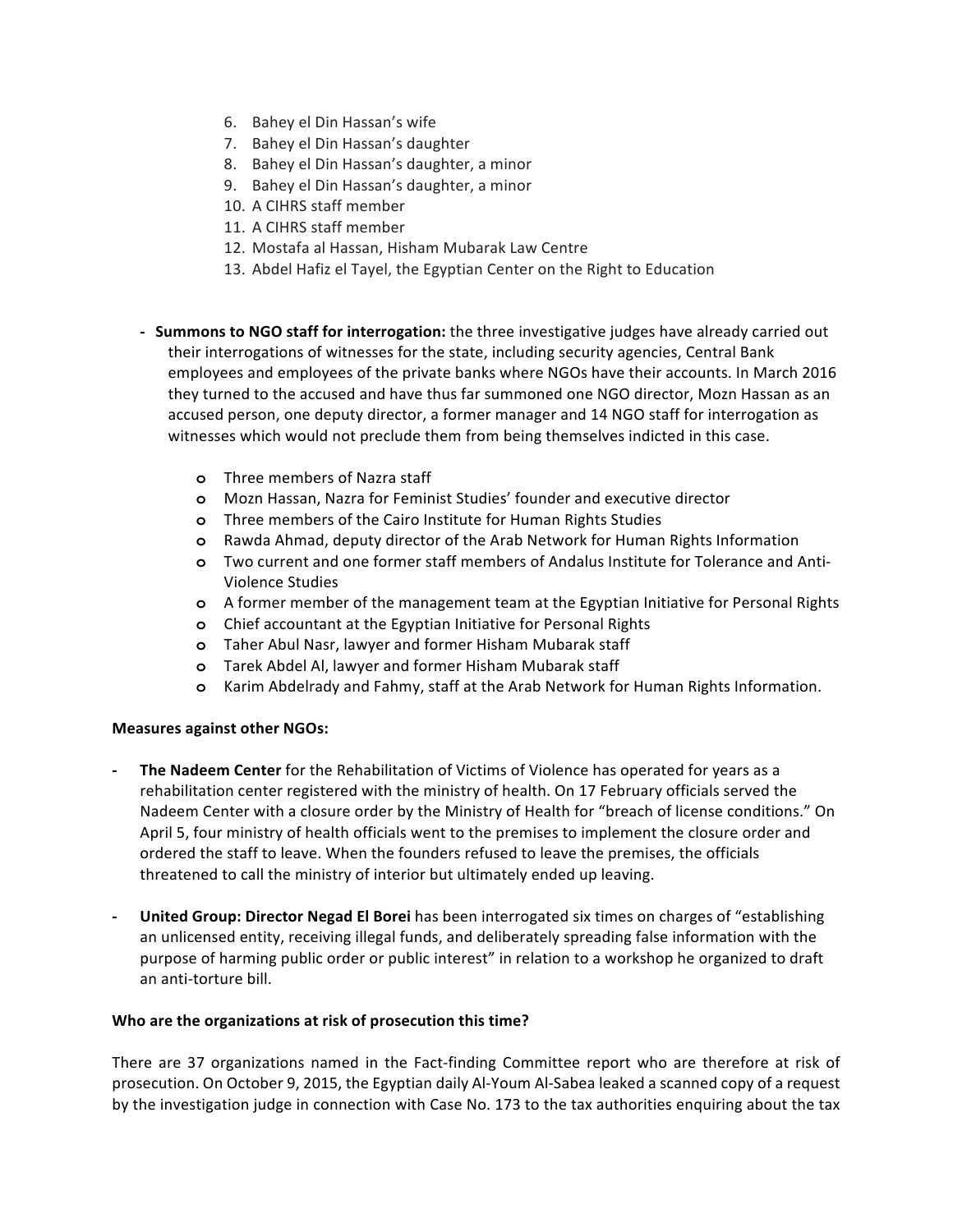6. Bahey el Din Hassan's wife
7. Bahey el Din Hassan's daughter
8. Bahey el Din Hassan's daughter, a minor
9. Bahey el Din Hassan's daughter, a minor
10. A CIHRS staff member
11. A CIHRS staff member
12. Mostafa al Hassan, Hisham Mubarak Law Centre
13. Abdel Hafiz el Tayel, the Egyptian Center on the Right to Education

- **Summons to NGO staff for interrogation:** the three investigative judges have already carried out their interrogations of witnesses for the state, including security agencies, Central Bank employees and employees of the private banks where NGOs have their accounts. In March 2016 they turned to the accused and have thus far summoned one NGO director, Mozn Hassan as an accused person, one deputy director, a former manager and 14 NGO staff for interrogation as witnesses which would not preclude them from being themselves indicted in this case.
    - Three members of Nazra staff
    - Mozn Hassan, Nazra for Feminist Studies' founder and executive director
    - Three members of the Cairo Institute for Human Rights Studies
    - Rawda Ahmad, deputy director of the Arab Network for Human Rights Information
    - Two current and one former staff members of Andalus Institute for Tolerance and Anti-Violence Studies
    - A former member of the management team at the Egyptian Initiative for Personal Rights
    - Chief accountant at the Egyptian Initiative for Personal Rights
    - Taher Abul Nasr, lawyer and former Hisham Mubarak staff
    - Tarek Abdel Al, lawyer and former Hisham Mubarak staff
    - Karim Abdelrady and Fahmy, staff at the Arab Network for Human Rights Information.

**Measures against other NGOs:**

- **The Nadeem Center** for the Rehabilitation of Victims of Violence has operated for years as a rehabilitation center registered with the ministry of health. On 17 February officials served the Nadeem Center with a closure order by the Ministry of Health for "breach of license conditions." On April 5, four ministry of health officials went to the premises to implement the closure order and ordered the staff to leave. When the founders refused to leave the premises, the officials threatened to call the ministry of interior but ultimately ended up leaving.

- **United Group: Director Negad El Borei** has been interrogated six times on charges of "establishing an unlicensed entity, receiving illegal funds, and deliberately spreading false information with the purpose of harming public order or public interest" in relation to a workshop he organized to draft an anti-torture bill.

**Who are the organizations at risk of prosecution this time?**

There are 37 organizations named in the Fact-finding Committee report who are therefore at risk of prosecution. On October 9, 2015, the Egyptian daily Al-Youm Al-Sabea leaked a scanned copy of a request by the investigation judge in connection with Case No. 173 to the tax authorities enquiring about the tax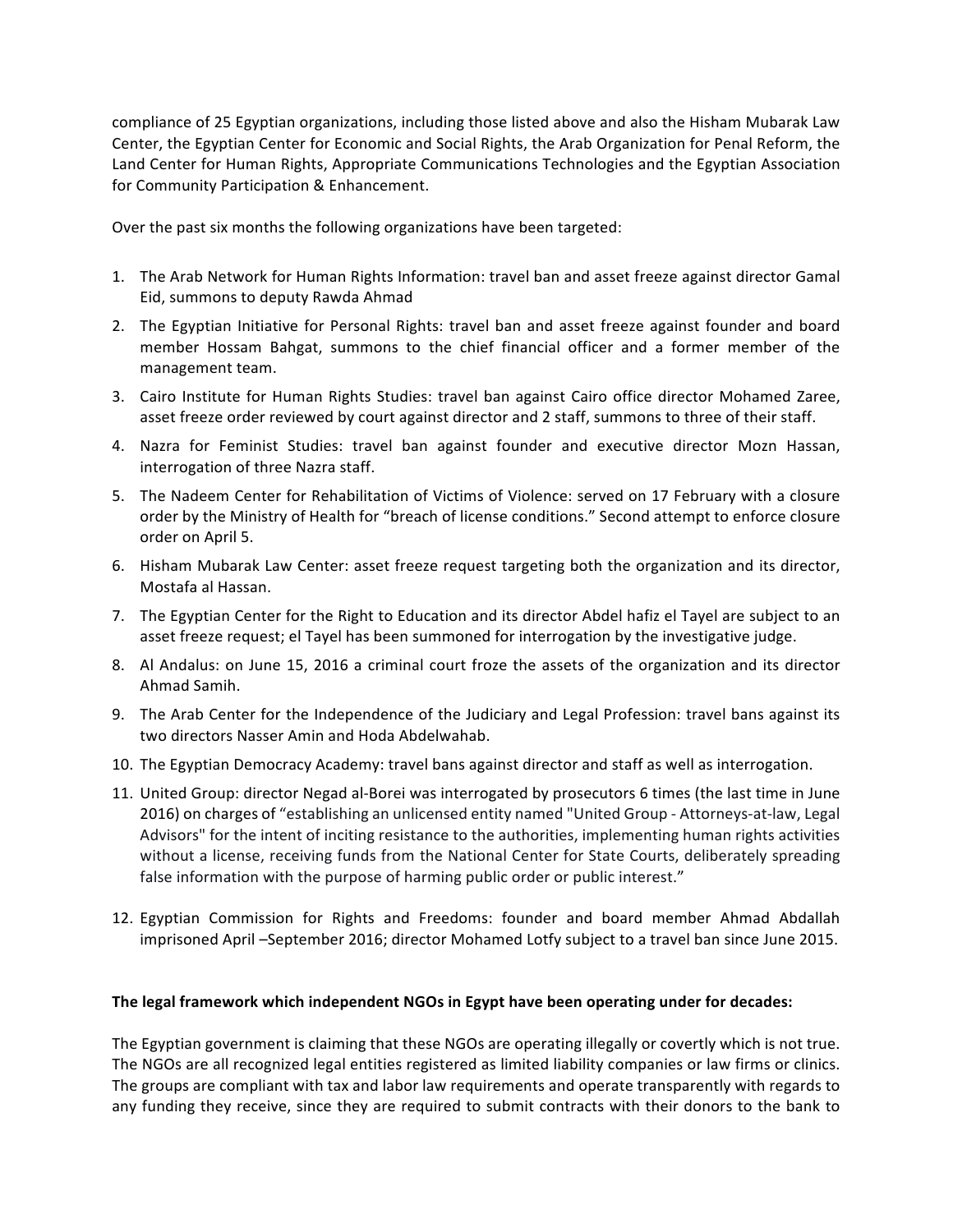compliance of 25 Egyptian organizations, including those listed above and also the Hisham Mubarak Law Center, the Egyptian Center for Economic and Social Rights, the Arab Organization for Penal Reform, the Land Center for Human Rights, Appropriate Communications Technologies and the Egyptian Association for Community Participation & Enhancement.

Over the past six months the following organizations have been targeted:

1. The Arab Network for Human Rights Information: travel ban and asset freeze against director Gamal Eid, summons to deputy Rawda Ahmad
2. The Egyptian Initiative for Personal Rights: travel ban and asset freeze against founder and board member Hossam Bahgat, summons to the chief financial officer and a former member of the management team.
3. Cairo Institute for Human Rights Studies: travel ban against Cairo office director Mohamed Zaree, asset freeze order reviewed by court against director and 2 staff, summons to three of their staff.
4. Nazra for Feminist Studies: travel ban against founder and executive director Mozn Hassan, interrogation of three Nazra staff.
5. The Nadeem Center for Rehabilitation of Victims of Violence: served on 17 February with a closure order by the Ministry of Health for "breach of license conditions." Second attempt to enforce closure order on April 5.
6. Hisham Mubarak Law Center: asset freeze request targeting both the organization and its director, Mostafa al Hassan.
7. The Egyptian Center for the Right to Education and its director Abdel hafiz el Tayel are subject to an asset freeze request; el Tayel has been summoned for interrogation by the investigative judge.
8. Al Andalus: on June 15, 2016 a criminal court froze the assets of the organization and its director Ahmad Samih.
9. The Arab Center for the Independence of the Judiciary and Legal Profession: travel bans against its two directors Nasser Amin and Hoda Abdelwahab.
10. The Egyptian Democracy Academy: travel bans against director and staff as well as interrogation.
11. United Group: director Negad al-Borei was interrogated by prosecutors 6 times (the last time in June 2016) on charges of "establishing an unlicensed entity named "United Group - Attorneys-at-law, Legal Advisors" for the intent of inciting resistance to the authorities, implementing human rights activities without a license, receiving funds from the National Center for State Courts, deliberately spreading false information with the purpose of harming public order or public interest."
12. Egyptian Commission for Rights and Freedoms: founder and board member Ahmad Abdallah imprisoned April –September 2016; director Mohamed Lotfy subject to a travel ban since June 2015.

**The legal framework which independent NGOs in Egypt have been operating under for decades:**

The Egyptian government is claiming that these NGOs are operating illegally or covertly which is not true. The NGOs are all recognized legal entities registered as limited liability companies or law firms or clinics. The groups are compliant with tax and labor law requirements and operate transparently with regards to any funding they receive, since they are required to submit contracts with their donors to the bank to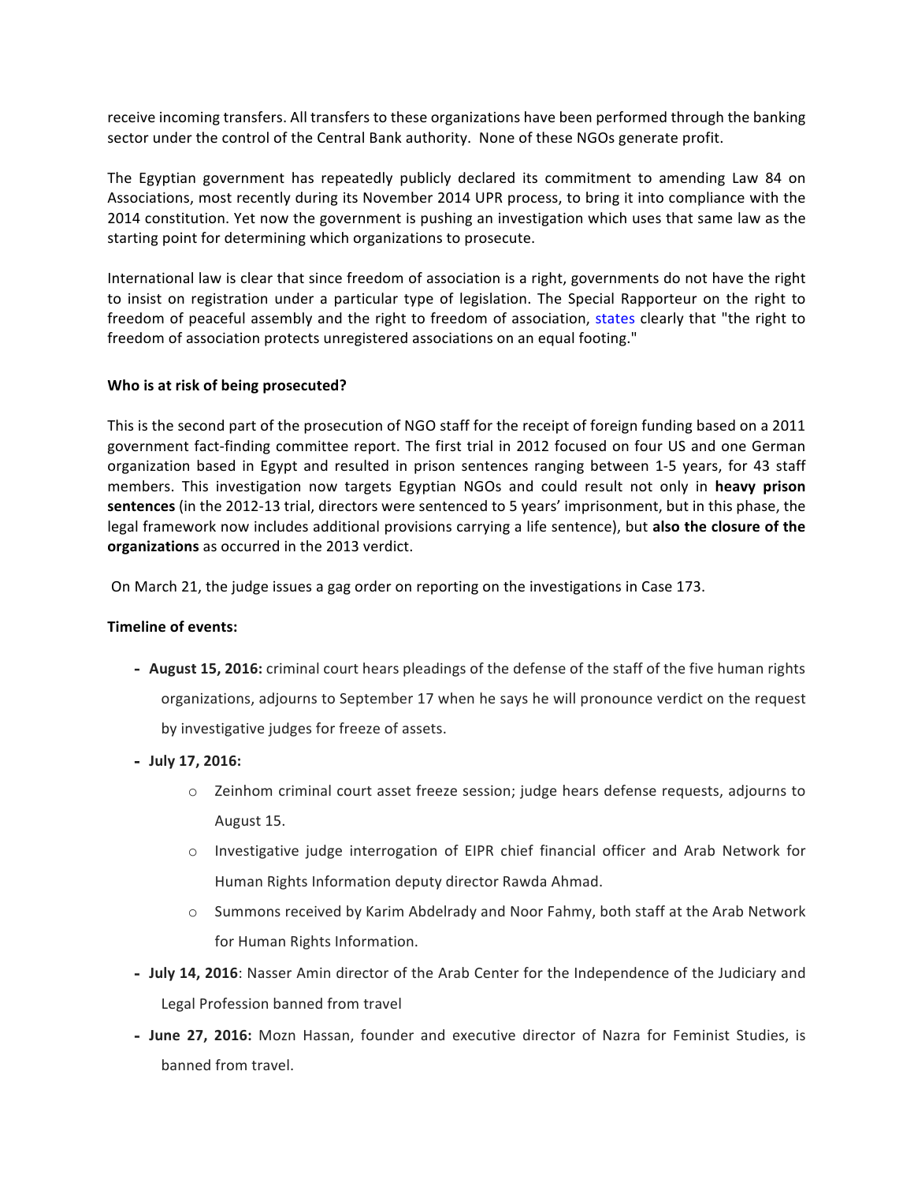receive incoming transfers. All transfers to these organizations have been performed through the banking sector under the control of the Central Bank authority. None of these NGOs generate profit.

The Egyptian government has repeatedly publicly declared its commitment to amending Law 84 on Associations, most recently during its November 2014 UPR process, to bring it into compliance with the 2014 constitution. Yet now the government is pushing an investigation which uses that same law as the starting point for determining which organizations to prosecute.

International law is clear that since freedom of association is a right, governments do not have the right to insist on registration under a particular type of legislation. The Special Rapporteur on the right to freedom of peaceful assembly and the right to freedom of association, states clearly that "the right to freedom of association protects unregistered associations on an equal footing."

**Who is at risk of being prosecuted?**

This is the second part of the prosecution of NGO staff for the receipt of foreign funding based on a 2011 government fact-finding committee report. The first trial in 2012 focused on four US and one German organization based in Egypt and resulted in prison sentences ranging between 1-5 years, for 43 staff members. This investigation now targets Egyptian NGOs and could result not only in **heavy prison sentences** (in the 2012-13 trial, directors were sentenced to 5 years' imprisonment, but in this phase, the legal framework now includes additional provisions carrying a life sentence), but **also the closure of the organizations** as occurred in the 2013 verdict.

On March 21, the judge issues a gag order on reporting on the investigations in Case 173.

**Timeline of events:**

- **August 15, 2016:** criminal court hears pleadings of the defense of the staff of the five human rights organizations, adjourns to September 17 when he says he will pronounce verdict on the request by investigative judges for freeze of assets.
- **July 17, 2016:**
  - Zeinhom criminal court asset freeze session; judge hears defense requests, adjourns to August 15.
  - Investigative judge interrogation of EIPR chief financial officer and Arab Network for Human Rights Information deputy director Rawda Ahmad.
  - Summons received by Karim Abdelrady and Noor Fahmy, both staff at the Arab Network for Human Rights Information.
- **July 14, 2016**: Nasser Amin director of the Arab Center for the Independence of the Judiciary and Legal Profession banned from travel
- **June 27, 2016:** Mozn Hassan, founder and executive director of Nazra for Feminist Studies, is banned from travel.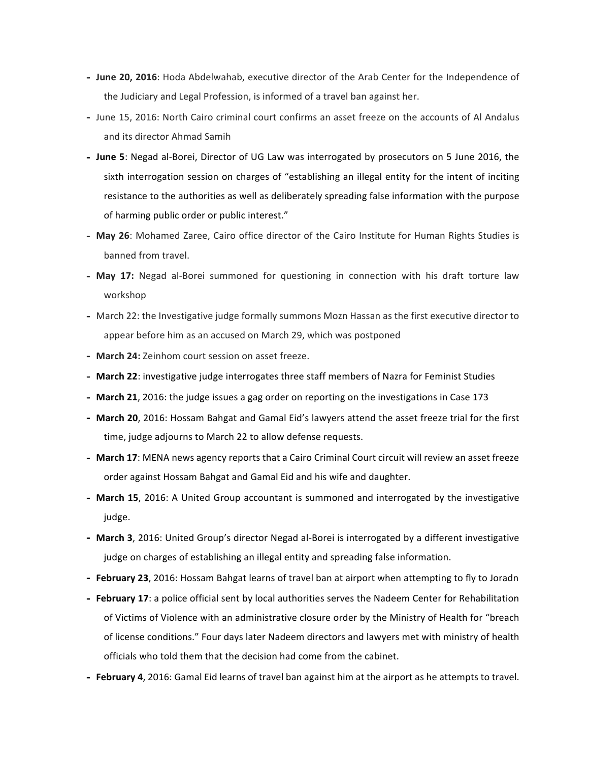- **June 20, 2016**: Hoda Abdelwahab, executive director of the Arab Center for the Independence of the Judiciary and Legal Profession, is informed of a travel ban against her.
- June 15, 2016: North Cairo criminal court confirms an asset freeze on the accounts of Al Andalus and its director Ahmad Samih
- **June 5**: Negad al-Borei, Director of UG Law was interrogated by prosecutors on 5 June 2016, the sixth interrogation session on charges of "establishing an illegal entity for the intent of inciting resistance to the authorities as well as deliberately spreading false information with the purpose of harming public order or public interest."
- **May 26**: Mohamed Zaree, Cairo office director of the Cairo Institute for Human Rights Studies is banned from travel.
- **May 17:** Negad al-Borei summoned for questioning in connection with his draft torture law workshop
- March 22: the Investigative judge formally summons Mozn Hassan as the first executive director to appear before him as an accused on March 29, which was postponed
- **March 24:** Zeinhom court session on asset freeze.
- **March 22**: investigative judge interrogates three staff members of Nazra for Feminist Studies
- **March 21**, 2016: the judge issues a gag order on reporting on the investigations in Case 173
- **March 20**, 2016: Hossam Bahgat and Gamal Eid's lawyers attend the asset freeze trial for the first time, judge adjourns to March 22 to allow defense requests.
- **March 17**: MENA news agency reports that a Cairo Criminal Court circuit will review an asset freeze order against Hossam Bahgat and Gamal Eid and his wife and daughter.
- **March 15**, 2016: A United Group accountant is summoned and interrogated by the investigative judge.
- **March 3**, 2016: United Group's director Negad al-Borei is interrogated by a different investigative judge on charges of establishing an illegal entity and spreading false information.
- **February 23**, 2016: Hossam Bahgat learns of travel ban at airport when attempting to fly to Joradn
- **February 17**: a police official sent by local authorities serves the Nadeem Center for Rehabilitation of Victims of Violence with an administrative closure order by the Ministry of Health for "breach of license conditions." Four days later Nadeem directors and lawyers met with ministry of health officials who told them that the decision had come from the cabinet.
- **February 4**, 2016: Gamal Eid learns of travel ban against him at the airport as he attempts to travel.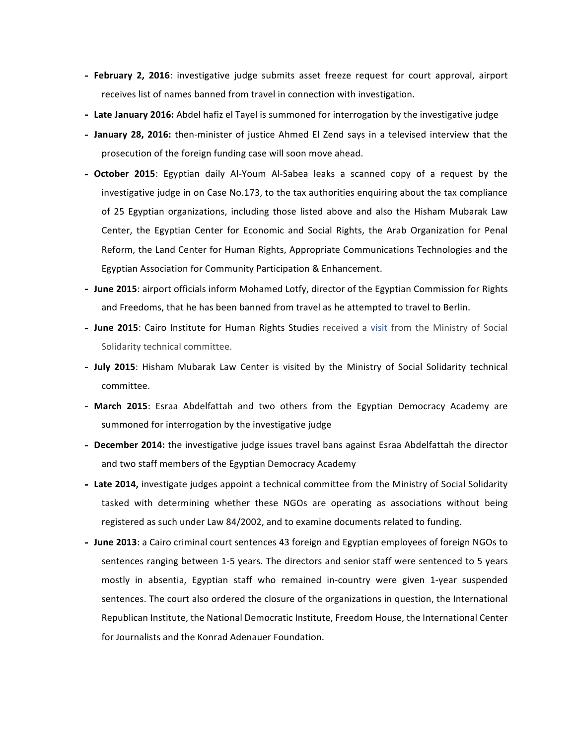- **February 2, 2016**: investigative judge submits asset freeze request for court approval, airport receives list of names banned from travel in connection with investigation.
- **Late January 2016:** Abdel hafiz el Tayel is summoned for interrogation by the investigative judge
- **January 28, 2016:** then-minister of justice Ahmed El Zend says in a televised interview that the prosecution of the foreign funding case will soon move ahead.
- **October 2015**: Egyptian daily Al-Youm Al-Sabea leaks a scanned copy of a request by the investigative judge in on Case No.173, to the tax authorities enquiring about the tax compliance of 25 Egyptian organizations, including those listed above and also the Hisham Mubarak Law Center, the Egyptian Center for Economic and Social Rights, the Arab Organization for Penal Reform, the Land Center for Human Rights, Appropriate Communications Technologies and the Egyptian Association for Community Participation & Enhancement.
- **June 2015**: airport officials inform Mohamed Lotfy, director of the Egyptian Commission for Rights and Freedoms, that he has been banned from travel as he attempted to travel to Berlin.
- **June 2015**: Cairo Institute for Human Rights Studies received a visit from the Ministry of Social Solidarity technical committee.
- **July 2015**: Hisham Mubarak Law Center is visited by the Ministry of Social Solidarity technical committee.
- **March 2015**: Esraa Abdelfattah and two others from the Egyptian Democracy Academy are summoned for interrogation by the investigative judge
- **December 2014:** the investigative judge issues travel bans against Esraa Abdelfattah the director and two staff members of the Egyptian Democracy Academy
- **Late 2014,** investigate judges appoint a technical committee from the Ministry of Social Solidarity tasked with determining whether these NGOs are operating as associations without being registered as such under Law 84/2002, and to examine documents related to funding.
- **June 2013**: a Cairo criminal court sentences 43 foreign and Egyptian employees of foreign NGOs to sentences ranging between 1-5 years. The directors and senior staff were sentenced to 5 years mostly in absentia, Egyptian staff who remained in-country were given 1-year suspended sentences. The court also ordered the closure of the organizations in question, the International Republican Institute, the National Democratic Institute, Freedom House, the International Center for Journalists and the Konrad Adenauer Foundation.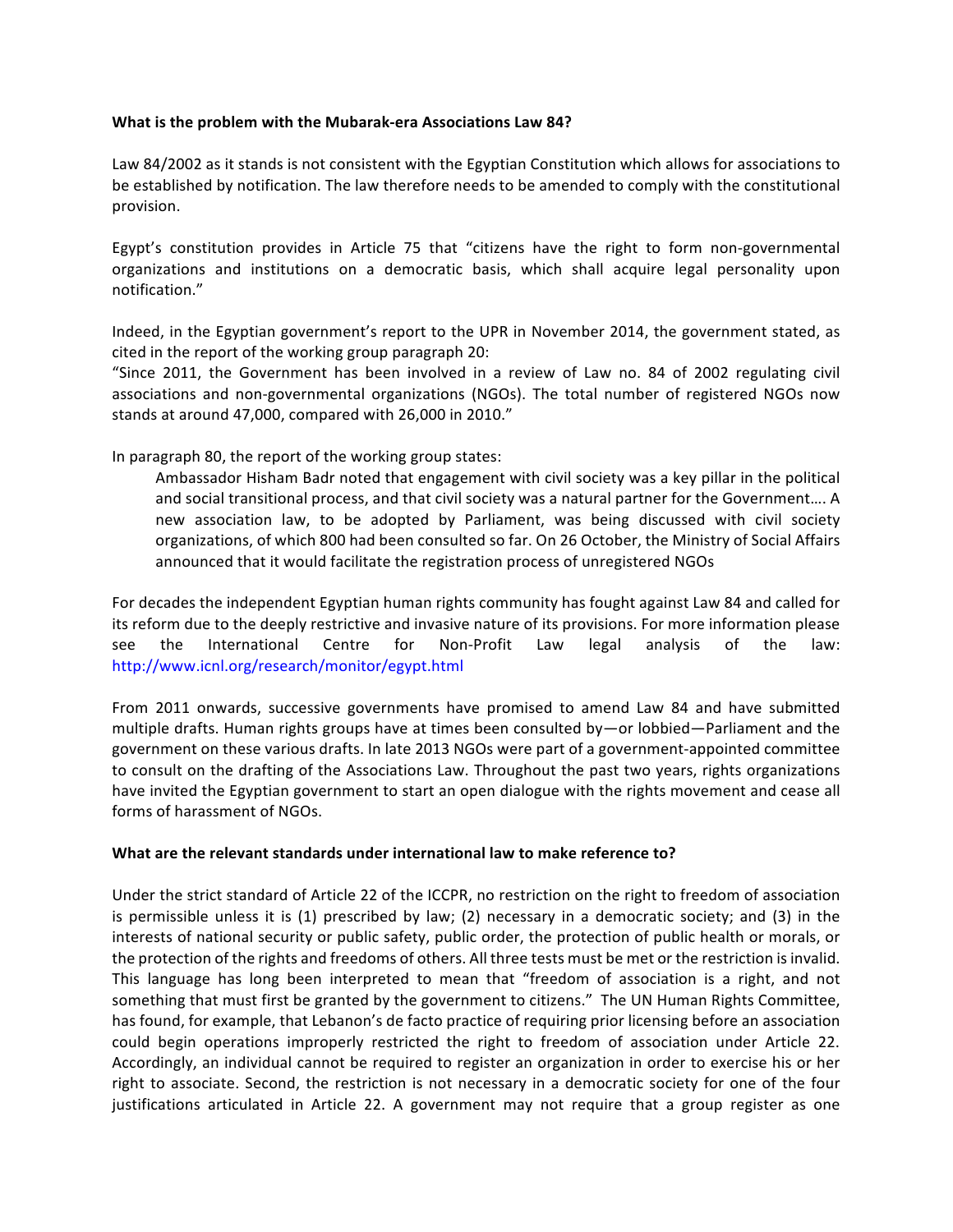**What is the problem with the Mubarak-era Associations Law 84?**

Law 84/2002 as it stands is not consistent with the Egyptian Constitution which allows for associations to be established by notification. The law therefore needs to be amended to comply with the constitutional provision.

Egypt's constitution provides in Article 75 that "citizens have the right to form non-governmental organizations and institutions on a democratic basis, which shall acquire legal personality upon notification."

Indeed, in the Egyptian government's report to the UPR in November 2014, the government stated, as cited in the report of the working group paragraph 20:
"Since 2011, the Government has been involved in a review of Law no. 84 of 2002 regulating civil associations and non-governmental organizations (NGOs). The total number of registered NGOs now stands at around 47,000, compared with 26,000 in 2010."

In paragraph 80, the report of the working group states:

> Ambassador Hisham Badr noted that engagement with civil society was a key pillar in the political and social transitional process, and that civil society was a natural partner for the Government…. A new association law, to be adopted by Parliament, was being discussed with civil society organizations, of which 800 had been consulted so far. On 26 October, the Ministry of Social Affairs announced that it would facilitate the registration process of unregistered NGOs

For decades the independent Egyptian human rights community has fought against Law 84 and called for its reform due to the deeply restrictive and invasive nature of its provisions. For more information please see the International Centre for Non-Profit Law legal analysis of the law: http://www.icnl.org/research/monitor/egypt.html

From 2011 onwards, successive governments have promised to amend Law 84 and have submitted multiple drafts. Human rights groups have at times been consulted by—or lobbied—Parliament and the government on these various drafts. In late 2013 NGOs were part of a government-appointed committee to consult on the drafting of the Associations Law. Throughout the past two years, rights organizations have invited the Egyptian government to start an open dialogue with the rights movement and cease all forms of harassment of NGOs.

**What are the relevant standards under international law to make reference to?**

Under the strict standard of Article 22 of the ICCPR, no restriction on the right to freedom of association is permissible unless it is (1) prescribed by law; (2) necessary in a democratic society; and (3) in the interests of national security or public safety, public order, the protection of public health or morals, or the protection of the rights and freedoms of others. All three tests must be met or the restriction is invalid. This language has long been interpreted to mean that "freedom of association is a right, and not something that must first be granted by the government to citizens." The UN Human Rights Committee, has found, for example, that Lebanon's de facto practice of requiring prior licensing before an association could begin operations improperly restricted the right to freedom of association under Article 22. Accordingly, an individual cannot be required to register an organization in order to exercise his or her right to associate. Second, the restriction is not necessary in a democratic society for one of the four justifications articulated in Article 22. A government may not require that a group register as one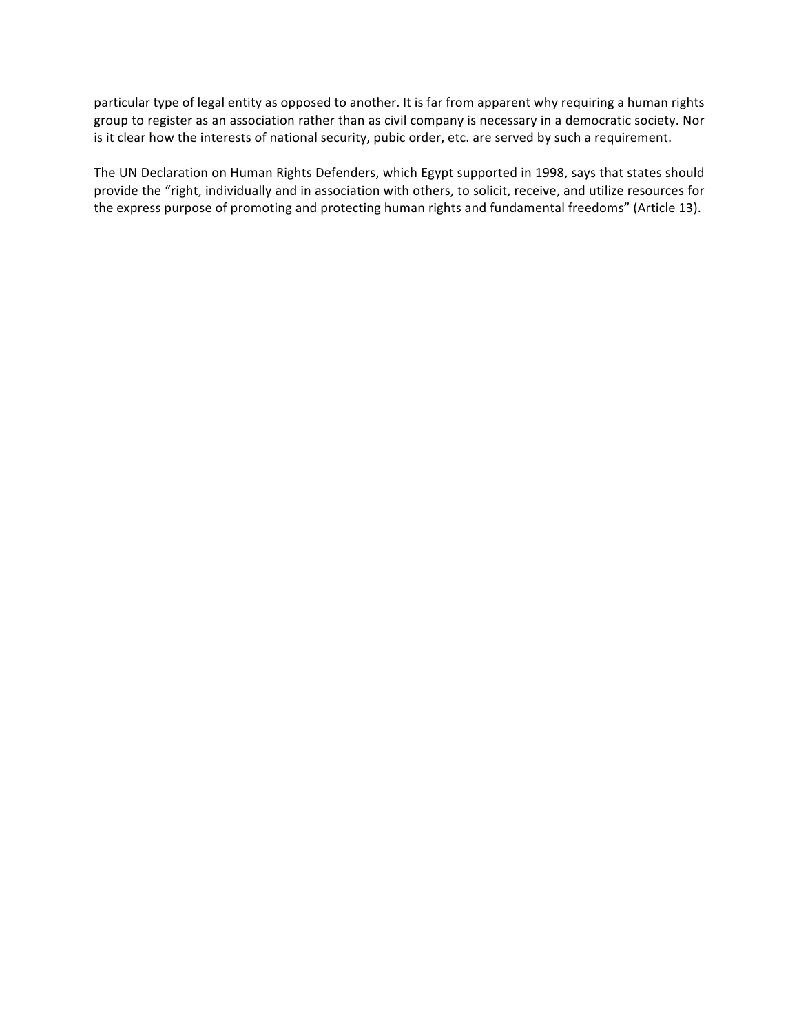particular type of legal entity as opposed to another. It is far from apparent why requiring a human rights group to register as an association rather than as civil company is necessary in a democratic society. Nor is it clear how the interests of national security, pubic order, etc. are served by such a requirement.

The UN Declaration on Human Rights Defenders, which Egypt supported in 1998, says that states should provide the "right, individually and in association with others, to solicit, receive, and utilize resources for the express purpose of promoting and protecting human rights and fundamental freedoms" (Article 13).